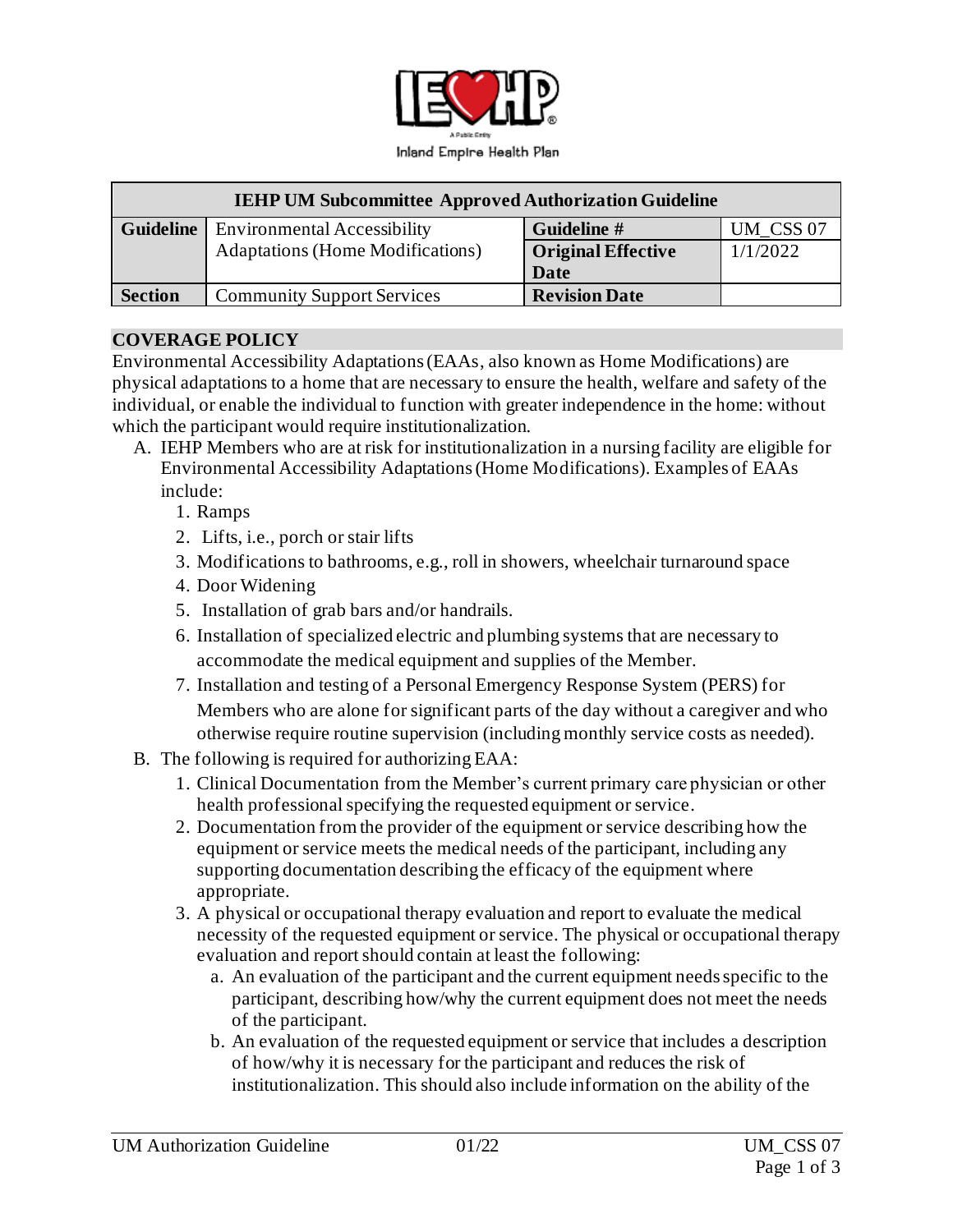Inland Empire Health Plan

| IEHP UM Subcommittee Approved Authorization Guideline | | | |
|---|---|---|---|
| **Guideline** | Environmental Accessibility Adaptations (Home Modifications) | **Guideline #** | UM_CSS 07 |
| | | **Original Effective Date** | 1/1/2022 |
| **Section** | Community Support Services | **Revision Date** | |

## COVERAGE POLICY

Environmental Accessibility Adaptations (EAAs, also known as Home Modifications) are physical adaptations to a home that are necessary to ensure the health, welfare and safety of the individual, or enable the individual to function with greater independence in the home: without which the participant would require institutionalization.

A. IEHP Members who are at risk for institutionalization in a nursing facility are eligible for Environmental Accessibility Adaptations (Home Modifications). Examples of EAAs include:
   1. Ramps
   2. Lifts, i.e., porch or stair lifts
   3. Modifications to bathrooms, e.g., roll in showers, wheelchair turnaround space
   4. Door Widening
   5. Installation of grab bars and/or handrails.
   6. Installation of specialized electric and plumbing systems that are necessary to accommodate the medical equipment and supplies of the Member.
   7. Installation and testing of a Personal Emergency Response System (PERS) for Members who are alone for significant parts of the day without a caregiver and who otherwise require routine supervision (including monthly service costs as needed).

B. The following is required for authorizing EAA:
   1. Clinical Documentation from the Member's current primary care physician or other health professional specifying the requested equipment or service.
   2. Documentation from the provider of the equipment or service describing how the equipment or service meets the medical needs of the participant, including any supporting documentation describing the efficacy of the equipment where appropriate.
   3. A physical or occupational therapy evaluation and report to evaluate the medical necessity of the requested equipment or service. The physical or occupational therapy evaluation and report should contain at least the following:
      a. An evaluation of the participant and the current equipment needs specific to the participant, describing how/why the current equipment does not meet the needs of the participant.
      b. An evaluation of the requested equipment or service that includes a description of how/why it is necessary for the participant and reduces the risk of institutionalization. This should also include information on the ability of the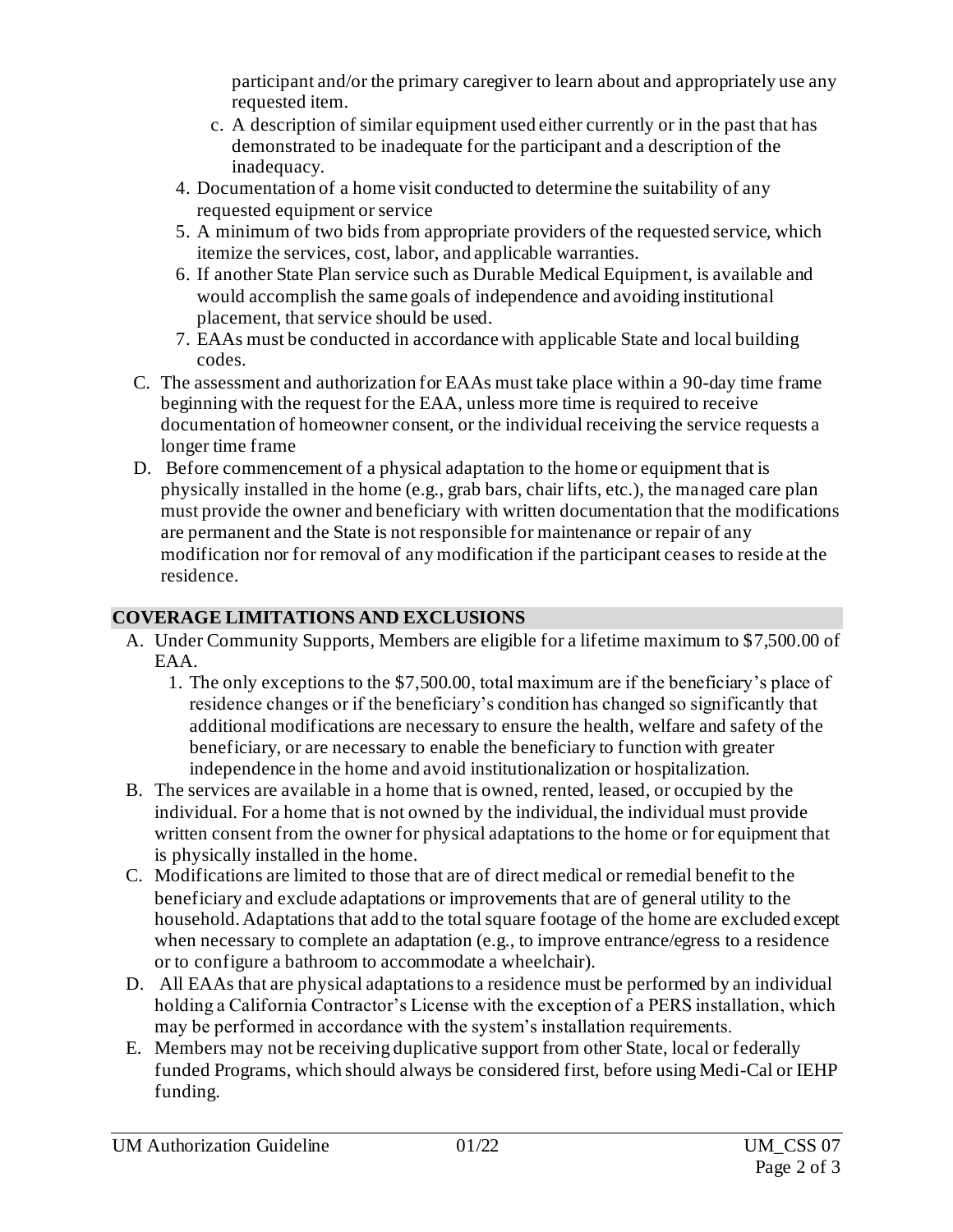participant and/or the primary caregiver to learn about and appropriately use any requested item.

   c. A description of similar equipment used either currently or in the past that has demonstrated to be inadequate for the participant and a description of the inadequacy.

4. Documentation of a home visit conducted to determine the suitability of any requested equipment or service
5. A minimum of two bids from appropriate providers of the requested service, which itemize the services, cost, labor, and applicable warranties.
6. If another State Plan service such as Durable Medical Equipment, is available and would accomplish the same goals of independence and avoiding institutional placement, that service should be used.
7. EAAs must be conducted in accordance with applicable State and local building codes.

C. The assessment and authorization for EAAs must take place within a 90-day time frame beginning with the request for the EAA, unless more time is required to receive documentation of homeowner consent, or the individual receiving the service requests a longer time frame

D. Before commencement of a physical adaptation to the home or equipment that is physically installed in the home (e.g., grab bars, chair lifts, etc.), the managed care plan must provide the owner and beneficiary with written documentation that the modifications are permanent and the State is not responsible for maintenance or repair of any modification nor for removal of any modification if the participant ceases to reside at the residence.

## COVERAGE LIMITATIONS AND EXCLUSIONS

A. Under Community Supports, Members are eligible for a lifetime maximum to $7,500.00 of EAA.
   1. The only exceptions to the $7,500.00, total maximum are if the beneficiary's place of residence changes or if the beneficiary's condition has changed so significantly that additional modifications are necessary to ensure the health, welfare and safety of the beneficiary, or are necessary to enable the beneficiary to function with greater independence in the home and avoid institutionalization or hospitalization.

B. The services are available in a home that is owned, rented, leased, or occupied by the individual. For a home that is not owned by the individual, the individual must provide written consent from the owner for physical adaptations to the home or for equipment that is physically installed in the home.

C. Modifications are limited to those that are of direct medical or remedial benefit to the beneficiary and exclude adaptations or improvements that are of general utility to the household. Adaptations that add to the total square footage of the home are excluded except when necessary to complete an adaptation (e.g., to improve entrance/egress to a residence or to configure a bathroom to accommodate a wheelchair).

D. All EAAs that are physical adaptations to a residence must be performed by an individual holding a California Contractor's License with the exception of a PERS installation, which may be performed in accordance with the system's installation requirements.

E. Members may not be receiving duplicative support from other State, local or federally funded Programs, which should always be considered first, before using Medi-Cal or IEHP funding.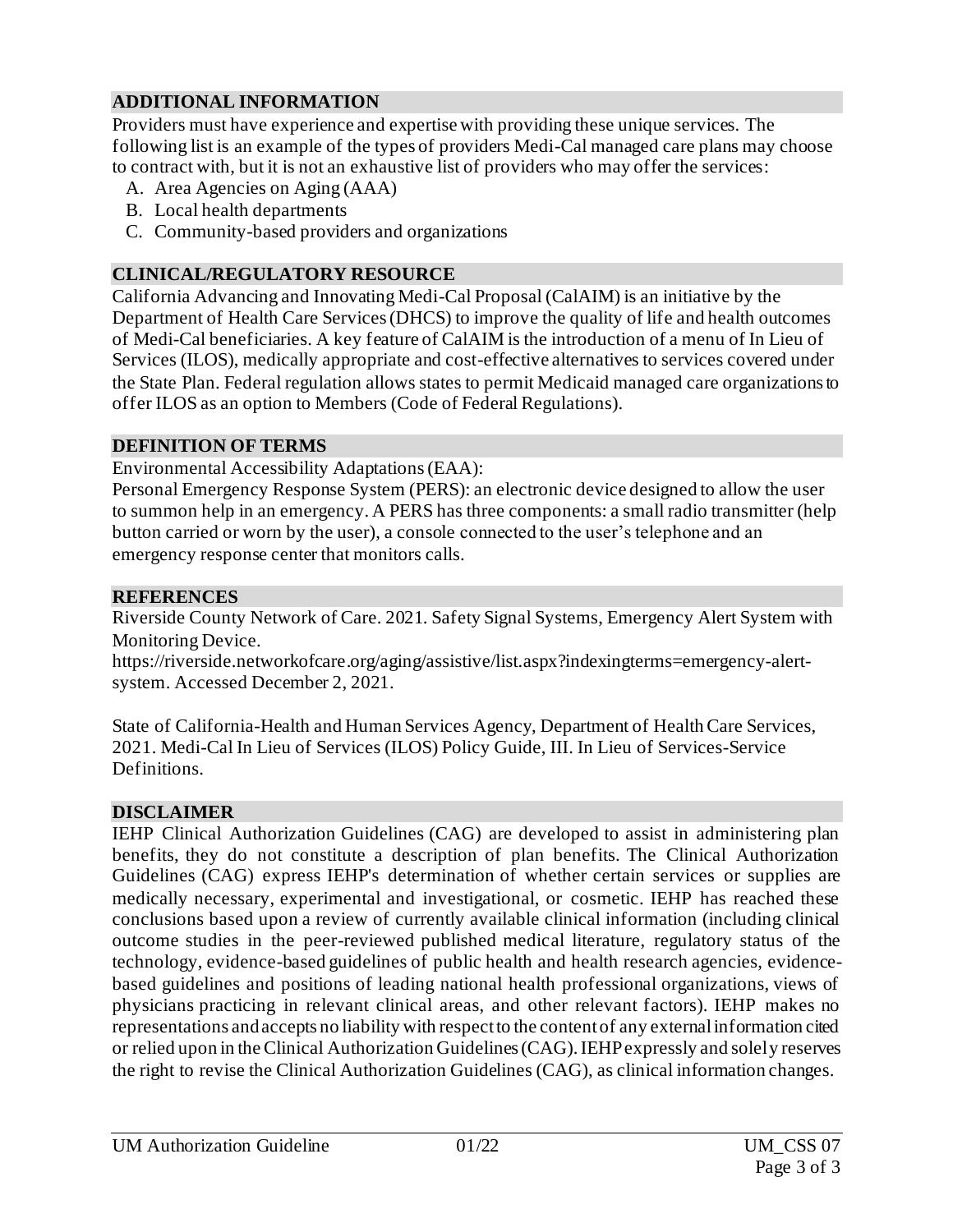## ADDITIONAL INFORMATION

Providers must have experience and expertise with providing these unique services. The following list is an example of the types of providers Medi-Cal managed care plans may choose to contract with, but it is not an exhaustive list of providers who may offer the services:

A. Area Agencies on Aging (AAA)
B. Local health departments
C. Community-based providers and organizations

## CLINICAL/REGULATORY RESOURCE

California Advancing and Innovating Medi-Cal Proposal (CalAIM) is an initiative by the Department of Health Care Services (DHCS) to improve the quality of life and health outcomes of Medi-Cal beneficiaries. A key feature of CalAIM is the introduction of a menu of In Lieu of Services (ILOS), medically appropriate and cost-effective alternatives to services covered under the State Plan. Federal regulation allows states to permit Medicaid managed care organizations to offer ILOS as an option to Members (Code of Federal Regulations).

## DEFINITION OF TERMS

Environmental Accessibility Adaptations (EAA):

Personal Emergency Response System (PERS): an electronic device designed to allow the user to summon help in an emergency. A PERS has three components: a small radio transmitter (help button carried or worn by the user), a console connected to the user's telephone and an emergency response center that monitors calls.

## REFERENCES

Riverside County Network of Care. 2021. Safety Signal Systems, Emergency Alert System with Monitoring Device. https://riverside.networkofcare.org/aging/assistive/list.aspx?indexingterms=emergency-alert-system. Accessed December 2, 2021.

State of California-Health and Human Services Agency, Department of Health Care Services, 2021. Medi-Cal In Lieu of Services (ILOS) Policy Guide, III. In Lieu of Services-Service Definitions.

## DISCLAIMER

IEHP Clinical Authorization Guidelines (CAG) are developed to assist in administering plan benefits, they do not constitute a description of plan benefits. The Clinical Authorization Guidelines (CAG) express IEHP's determination of whether certain services or supplies are medically necessary, experimental and investigational, or cosmetic. IEHP has reached these conclusions based upon a review of currently available clinical information (including clinical outcome studies in the peer-reviewed published medical literature, regulatory status of the technology, evidence-based guidelines of public health and health research agencies, evidence-based guidelines and positions of leading national health professional organizations, views of physicians practicing in relevant clinical areas, and other relevant factors). IEHP makes no representations and accepts no liability with respect to the content of any external information cited or relied upon in the Clinical Authorization Guidelines (CAG). IEHP expressly and solely reserves the right to revise the Clinical Authorization Guidelines (CAG), as clinical information changes.